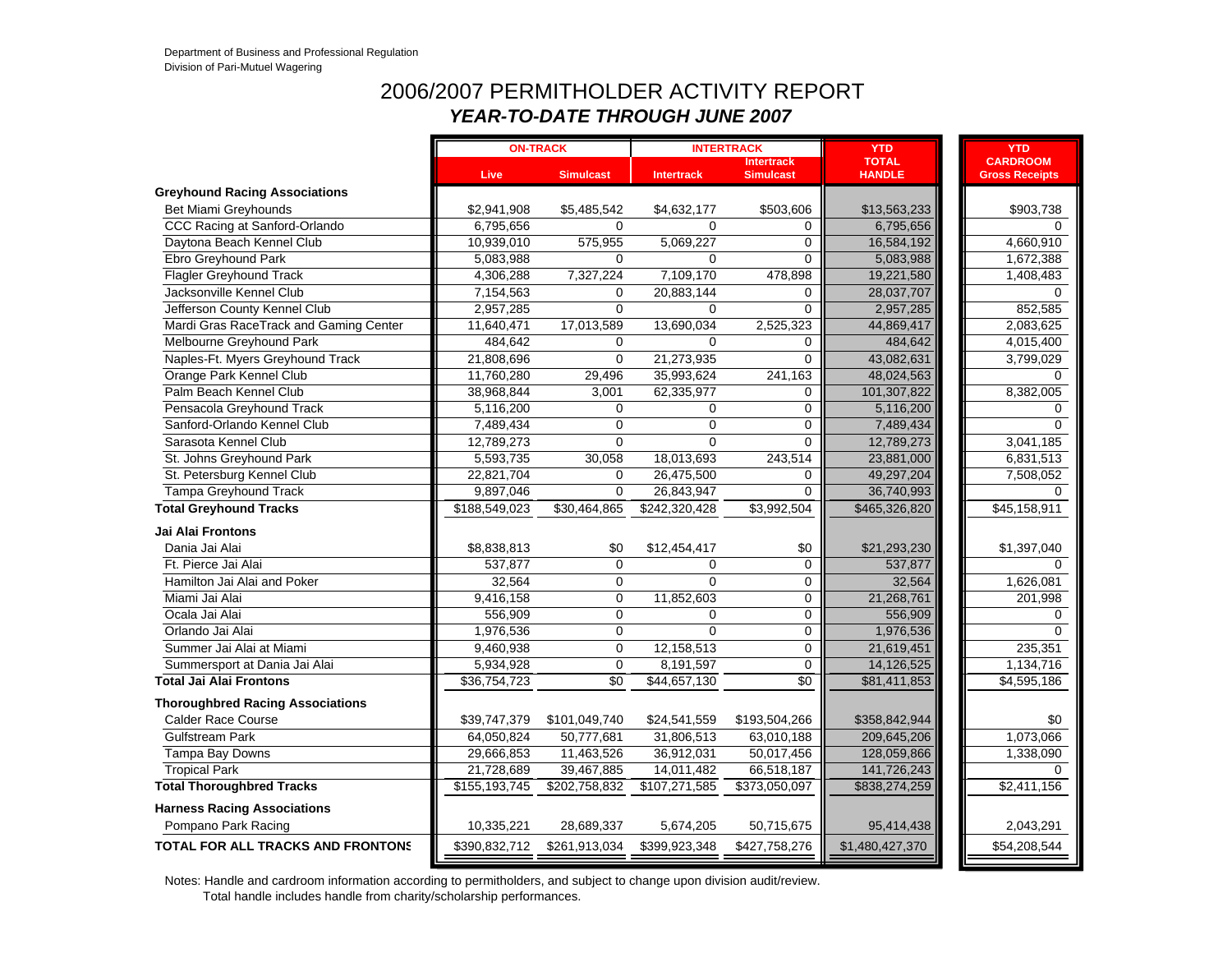Department of Business and Professional Regulation
Division of Pari-Mutuel Wagering

# 2006/2007 PERMITHOLDER ACTIVITY REPORT
## *YEAR-TO-DATE THROUGH JUNE 2007*

| | ON-TRACK | | INTERTRACK | | YTD | YTD |
|---|---|---|---|---|---|---|
| | Live | Simulcast | Intertrack | Intertrack Simulcast | TOTAL HANDLE | CARDROOM Gross Receipts |
| **Greyhound Racing Associations** | | | | | | |
| Bet Miami Greyhounds | $2,941,908 | $5,485,542 | $4,632,177 | $503,606 | $13,563,233 | $903,738 |
| CCC Racing at Sanford-Orlando | 6,795,656 | 0 | 0 | 0 | 6,795,656 | 0 |
| Daytona Beach Kennel Club | 10,939,010 | 575,955 | 5,069,227 | 0 | 16,584,192 | 4,660,910 |
| Ebro Greyhound Park | 5,083,988 | 0 | 0 | 0 | 5,083,988 | 1,672,388 |
| Flagler Greyhound Track | 4,306,288 | 7,327,224 | 7,109,170 | 478,898 | 19,221,580 | 1,408,483 |
| Jacksonville Kennel Club | 7,154,563 | 0 | 20,883,144 | 0 | 28,037,707 | 0 |
| Jefferson County Kennel Club | 2,957,285 | 0 | 0 | 0 | 2,957,285 | 852,585 |
| Mardi Gras RaceTrack and Gaming Center | 11,640,471 | 17,013,589 | 13,690,034 | 2,525,323 | 44,869,417 | 2,083,625 |
| Melbourne Greyhound Park | 484,642 | 0 | 0 | 0 | 484,642 | 4,015,400 |
| Naples-Ft. Myers Greyhound Track | 21,808,696 | 0 | 21,273,935 | 0 | 43,082,631 | 3,799,029 |
| Orange Park Kennel Club | 11,760,280 | 29,496 | 35,993,624 | 241,163 | 48,024,563 | 0 |
| Palm Beach Kennel Club | 38,968,844 | 3,001 | 62,335,977 | 0 | 101,307,822 | 8,382,005 |
| Pensacola Greyhound Track | 5,116,200 | 0 | 0 | 0 | 5,116,200 | 0 |
| Sanford-Orlando Kennel Club | 7,489,434 | 0 | 0 | 0 | 7,489,434 | 0 |
| Sarasota Kennel Club | 12,789,273 | 0 | 0 | 0 | 12,789,273 | 3,041,185 |
| St. Johns Greyhound Park | 5,593,735 | 30,058 | 18,013,693 | 243,514 | 23,881,000 | 6,831,513 |
| St. Petersburg Kennel Club | 22,821,704 | 0 | 26,475,500 | 0 | 49,297,204 | 7,508,052 |
| Tampa Greyhound Track | 9,897,046 | 0 | 26,843,947 | 0 | 36,740,993 | 0 |
| **Total Greyhound Tracks** | $188,549,023 | $30,464,865 | $242,320,428 | $3,992,504 | $465,326,820 | $45,158,911 |
| **Jai Alai Frontons** | | | | | | |
| Dania Jai Alai | $8,838,813 | $0 | $12,454,417 | $0 | $21,293,230 | $1,397,040 |
| Ft. Pierce Jai Alai | 537,877 | 0 | 0 | 0 | 537,877 | 0 |
| Hamilton Jai Alai and Poker | 32,564 | 0 | 0 | 0 | 32,564 | 1,626,081 |
| Miami Jai Alai | 9,416,158 | 0 | 11,852,603 | 0 | 21,268,761 | 201,998 |
| Ocala Jai Alai | 556,909 | 0 | 0 | 0 | 556,909 | 0 |
| Orlando Jai Alai | 1,976,536 | 0 | 0 | 0 | 1,976,536 | 0 |
| Summer Jai Alai at Miami | 9,460,938 | 0 | 12,158,513 | 0 | 21,619,451 | 235,351 |
| Summersport at Dania Jai Alai | 5,934,928 | 0 | 8,191,597 | 0 | 14,126,525 | 1,134,716 |
| **Total Jai Alai Frontons** | $36,754,723 | $0 | $44,657,130 | $0 | $81,411,853 | $4,595,186 |
| **Thoroughbred Racing Associations** | | | | | | |
| Calder Race Course | $39,747,379 | $101,049,740 | $24,541,559 | $193,504,266 | $358,842,944 | $0 |
| Gulfstream Park | 64,050,824 | 50,777,681 | 31,806,513 | 63,010,188 | 209,645,206 | 1,073,066 |
| Tampa Bay Downs | 29,666,853 | 11,463,526 | 36,912,031 | 50,017,456 | 128,059,866 | 1,338,090 |
| Tropical Park | 21,728,689 | 39,467,885 | 14,011,482 | 66,518,187 | 141,726,243 | 0 |
| **Total Thoroughbred Tracks** | $155,193,745 | $202,758,832 | $107,271,585 | $373,050,097 | $838,274,259 | $2,411,156 |
| **Harness Racing Associations** | | | | | | |
| Pompano Park Racing | 10,335,221 | 28,689,337 | 5,674,205 | 50,715,675 | 95,414,438 | 2,043,291 |
| **TOTAL FOR ALL TRACKS AND FRONTONS** | $390,832,712 | $261,913,034 | $399,923,348 | $427,758,276 | $1,480,427,370 | $54,208,544 |

Notes: Handle and cardroom information according to permitholders, and subject to change upon division audit/review.
Total handle includes handle from charity/scholarship performances.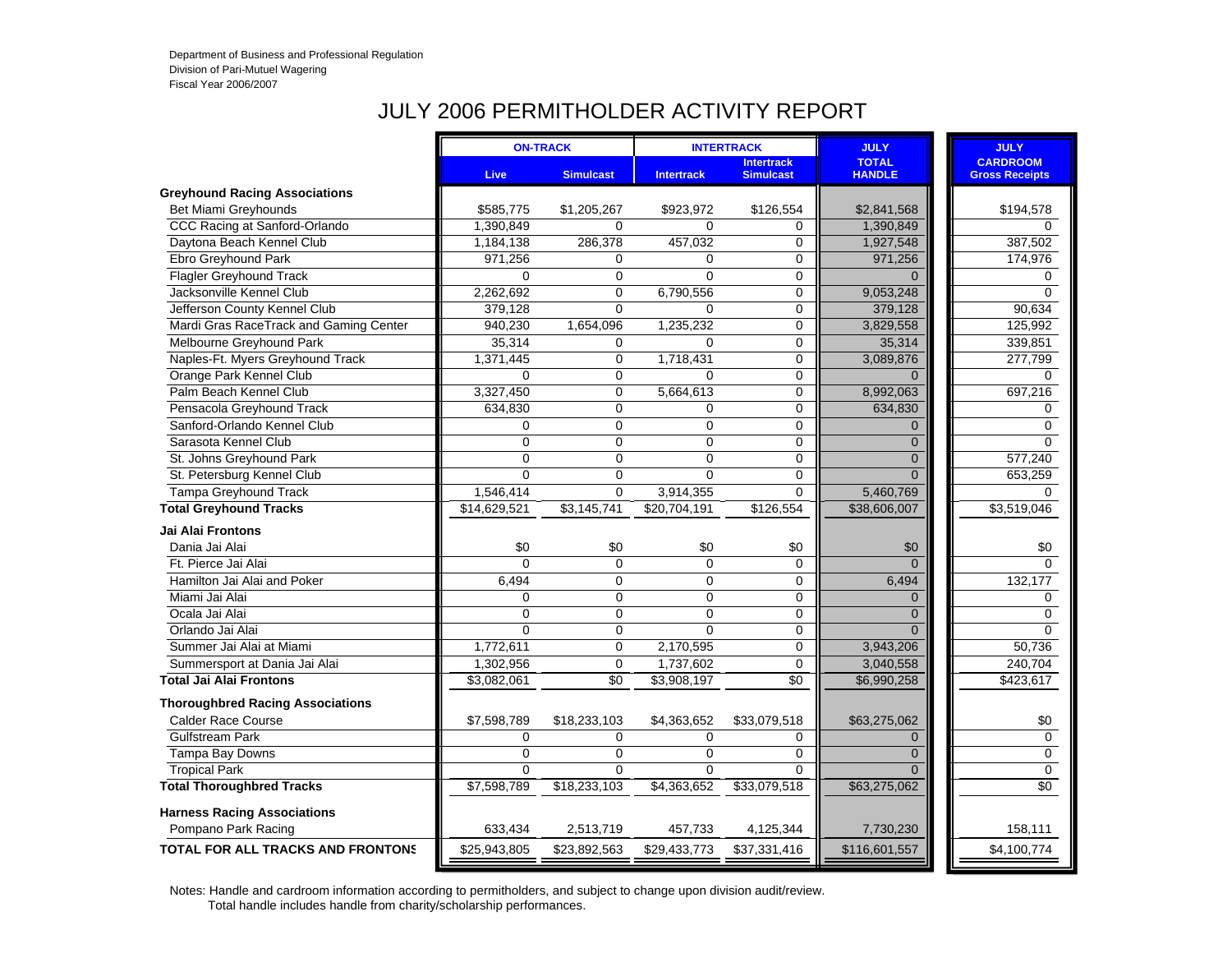Department of Business and Professional Regulation
Division of Pari-Mutuel Wagering
Fiscal Year 2006/2007

# JULY 2006 PERMITHOLDER ACTIVITY REPORT

| | ON-TRACK | | INTERTRACK | | JULY | JULY |
|---|---|---|---|---|---|---|
| | Live | Simulcast | Intertrack | Intertrack Simulcast | TOTAL HANDLE | CARDROOM Gross Receipts |
| **Greyhound Racing Associations** | | | | | | |
| Bet Miami Greyhounds | $585,775 | $1,205,267 | $923,972 | $126,554 | $2,841,568 | $194,578 |
| CCC Racing at Sanford-Orlando | 1,390,849 | 0 | 0 | 0 | 1,390,849 | 0 |
| Daytona Beach Kennel Club | 1,184,138 | 286,378 | 457,032 | 0 | 1,927,548 | 387,502 |
| Ebro Greyhound Park | 971,256 | 0 | 0 | 0 | 971,256 | 174,976 |
| Flagler Greyhound Track | 0 | 0 | 0 | 0 | 0 | 0 |
| Jacksonville Kennel Club | 2,262,692 | 0 | 6,790,556 | 0 | 9,053,248 | 0 |
| Jefferson County Kennel Club | 379,128 | 0 | 0 | 0 | 379,128 | 90,634 |
| Mardi Gras RaceTrack and Gaming Center | 940,230 | 1,654,096 | 1,235,232 | 0 | 3,829,558 | 125,992 |
| Melbourne Greyhound Park | 35,314 | 0 | 0 | 0 | 35,314 | 339,851 |
| Naples-Ft. Myers Greyhound Track | 1,371,445 | 0 | 1,718,431 | 0 | 3,089,876 | 277,799 |
| Orange Park Kennel Club | 0 | 0 | 0 | 0 | 0 | 0 |
| Palm Beach Kennel Club | 3,327,450 | 0 | 5,664,613 | 0 | 8,992,063 | 697,216 |
| Pensacola Greyhound Track | 634,830 | 0 | 0 | 0 | 634,830 | 0 |
| Sanford-Orlando Kennel Club | 0 | 0 | 0 | 0 | 0 | 0 |
| Sarasota Kennel Club | 0 | 0 | 0 | 0 | 0 | 0 |
| St. Johns Greyhound Park | 0 | 0 | 0 | 0 | 0 | 577,240 |
| St. Petersburg Kennel Club | 0 | 0 | 0 | 0 | 0 | 653,259 |
| Tampa Greyhound Track | 1,546,414 | 0 | 3,914,355 | 0 | 5,460,769 | 0 |
| **Total Greyhound Tracks** | $14,629,521 | $3,145,741 | $20,704,191 | $126,554 | $38,606,007 | $3,519,046 |
| **Jai Alai Frontons** | | | | | | |
| Dania Jai Alai | $0 | $0 | $0 | $0 | $0 | $0 |
| Ft. Pierce Jai Alai | 0 | 0 | 0 | 0 | 0 | 0 |
| Hamilton Jai Alai and Poker | 6,494 | 0 | 0 | 0 | 6,494 | 132,177 |
| Miami Jai Alai | 0 | 0 | 0 | 0 | 0 | 0 |
| Ocala Jai Alai | 0 | 0 | 0 | 0 | 0 | 0 |
| Orlando Jai Alai | 0 | 0 | 0 | 0 | 0 | 0 |
| Summer Jai Alai at Miami | 1,772,611 | 0 | 2,170,595 | 0 | 3,943,206 | 50,736 |
| Summersport at Dania Jai Alai | 1,302,956 | 0 | 1,737,602 | 0 | 3,040,558 | 240,704 |
| **Total Jai Alai Frontons** | $3,082,061 | $0 | $3,908,197 | $0 | $6,990,258 | $423,617 |
| **Thoroughbred Racing Associations** | | | | | | |
| Calder Race Course | $7,598,789 | $18,233,103 | $4,363,652 | $33,079,518 | $63,275,062 | $0 |
| Gulfstream Park | 0 | 0 | 0 | 0 | 0 | 0 |
| Tampa Bay Downs | 0 | 0 | 0 | 0 | 0 | 0 |
| Tropical Park | 0 | 0 | 0 | 0 | 0 | 0 |
| **Total Thoroughbred Tracks** | $7,598,789 | $18,233,103 | $4,363,652 | $33,079,518 | $63,275,062 | $0 |
| **Harness Racing Associations** | | | | | | |
| Pompano Park Racing | 633,434 | 2,513,719 | 457,733 | 4,125,344 | 7,730,230 | 158,111 |
| **TOTAL FOR ALL TRACKS AND FRONTONS** | $25,943,805 | $23,892,563 | $29,433,773 | $37,331,416 | $116,601,557 | $4,100,774 |

Notes: Handle and cardroom information according to permitholders, and subject to change upon division audit/review.
Total handle includes handle from charity/scholarship performances.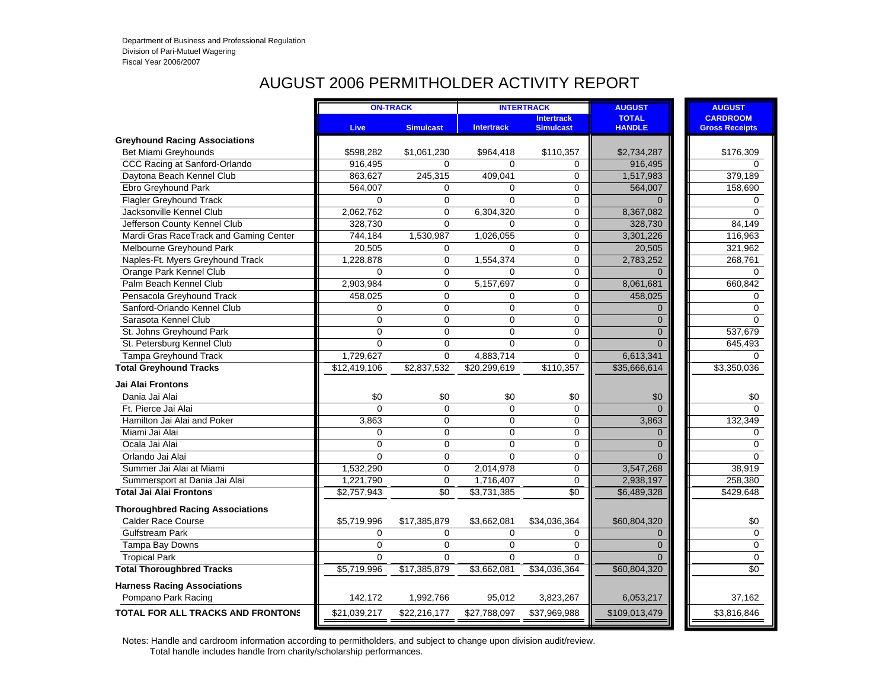Department of Business and Professional Regulation
Division of Pari-Mutuel Wagering
Fiscal Year 2006/2007

# AUGUST 2006 PERMITHOLDER ACTIVITY REPORT

| | ON-TRACK | | INTERTRACK | | AUGUST | AUGUST |
|---|---|---|---|---|---|---|
| | Live | Simulcast | Intertrack | Intertrack Simulcast | TOTAL HANDLE | CARDROOM Gross Receipts |
| **Greyhound Racing Associations** | | | | | | |
| Bet Miami Greyhounds | $598,282 | $1,061,230 | $964,418 | $110,357 | $2,734,287 | $176,309 |
| CCC Racing at Sanford-Orlando | 916,495 | 0 | 0 | 0 | 916,495 | 0 |
| Daytona Beach Kennel Club | 863,627 | 245,315 | 409,041 | 0 | 1,517,983 | 379,189 |
| Ebro Greyhound Park | 564,007 | 0 | 0 | 0 | 564,007 | 158,690 |
| Flagler Greyhound Track | 0 | 0 | 0 | 0 | 0 | 0 |
| Jacksonville Kennel Club | 2,062,762 | 0 | 6,304,320 | 0 | 8,367,082 | 0 |
| Jefferson County Kennel Club | 328,730 | 0 | 0 | 0 | 328,730 | 84,149 |
| Mardi Gras RaceTrack and Gaming Center | 744,184 | 1,530,987 | 1,026,055 | 0 | 3,301,226 | 116,963 |
| Melbourne Greyhound Park | 20,505 | 0 | 0 | 0 | 20,505 | 321,962 |
| Naples-Ft. Myers Greyhound Track | 1,228,878 | 0 | 1,554,374 | 0 | 2,783,252 | 268,761 |
| Orange Park Kennel Club | 0 | 0 | 0 | 0 | 0 | 0 |
| Palm Beach Kennel Club | 2,903,984 | 0 | 5,157,697 | 0 | 8,061,681 | 660,842 |
| Pensacola Greyhound Track | 458,025 | 0 | 0 | 0 | 458,025 | 0 |
| Sanford-Orlando Kennel Club | 0 | 0 | 0 | 0 | 0 | 0 |
| Sarasota Kennel Club | 0 | 0 | 0 | 0 | 0 | 0 |
| St. Johns Greyhound Park | 0 | 0 | 0 | 0 | 0 | 537,679 |
| St. Petersburg Kennel Club | 0 | 0 | 0 | 0 | 0 | 645,493 |
| Tampa Greyhound Track | 1,729,627 | 0 | 4,883,714 | 0 | 6,613,341 | 0 |
| **Total Greyhound Tracks** | $12,419,106 | $2,837,532 | $20,299,619 | $110,357 | $35,666,614 | $3,350,036 |
| **Jai Alai Frontons** | | | | | | |
| Dania Jai Alai | $0 | $0 | $0 | $0 | $0 | $0 |
| Ft. Pierce Jai Alai | 0 | 0 | 0 | 0 | 0 | 0 |
| Hamilton Jai Alai and Poker | 3,863 | 0 | 0 | 0 | 3,863 | 132,349 |
| Miami Jai Alai | 0 | 0 | 0 | 0 | 0 | 0 |
| Ocala Jai Alai | 0 | 0 | 0 | 0 | 0 | 0 |
| Orlando Jai Alai | 0 | 0 | 0 | 0 | 0 | 0 |
| Summer Jai Alai at Miami | 1,532,290 | 0 | 2,014,978 | 0 | 3,547,268 | 38,919 |
| Summersport at Dania Jai Alai | 1,221,790 | 0 | 1,716,407 | 0 | 2,938,197 | 258,380 |
| **Total Jai Alai Frontons** | $2,757,943 | $0 | $3,731,385 | $0 | $6,489,328 | $429,648 |
| **Thoroughbred Racing Associations** | | | | | | |
| Calder Race Course | $5,719,996 | $17,385,879 | $3,662,081 | $34,036,364 | $60,804,320 | $0 |
| Gulfstream Park | 0 | 0 | 0 | 0 | 0 | 0 |
| Tampa Bay Downs | 0 | 0 | 0 | 0 | 0 | 0 |
| Tropical Park | 0 | 0 | 0 | 0 | 0 | 0 |
| **Total Thoroughbred Tracks** | $5,719,996 | $17,385,879 | $3,662,081 | $34,036,364 | $60,804,320 | $0 |
| **Harness Racing Associations** | | | | | | |
| Pompano Park Racing | 142,172 | 1,992,766 | 95,012 | 3,823,267 | 6,053,217 | 37,162 |
| **TOTAL FOR ALL TRACKS AND FRONTONS** | $21,039,217 | $22,216,177 | $27,788,097 | $37,969,988 | $109,013,479 | $3,816,846 |

Notes: Handle and cardroom information according to permitholders, and subject to change upon division audit/review.
Total handle includes handle from charity/scholarship performances.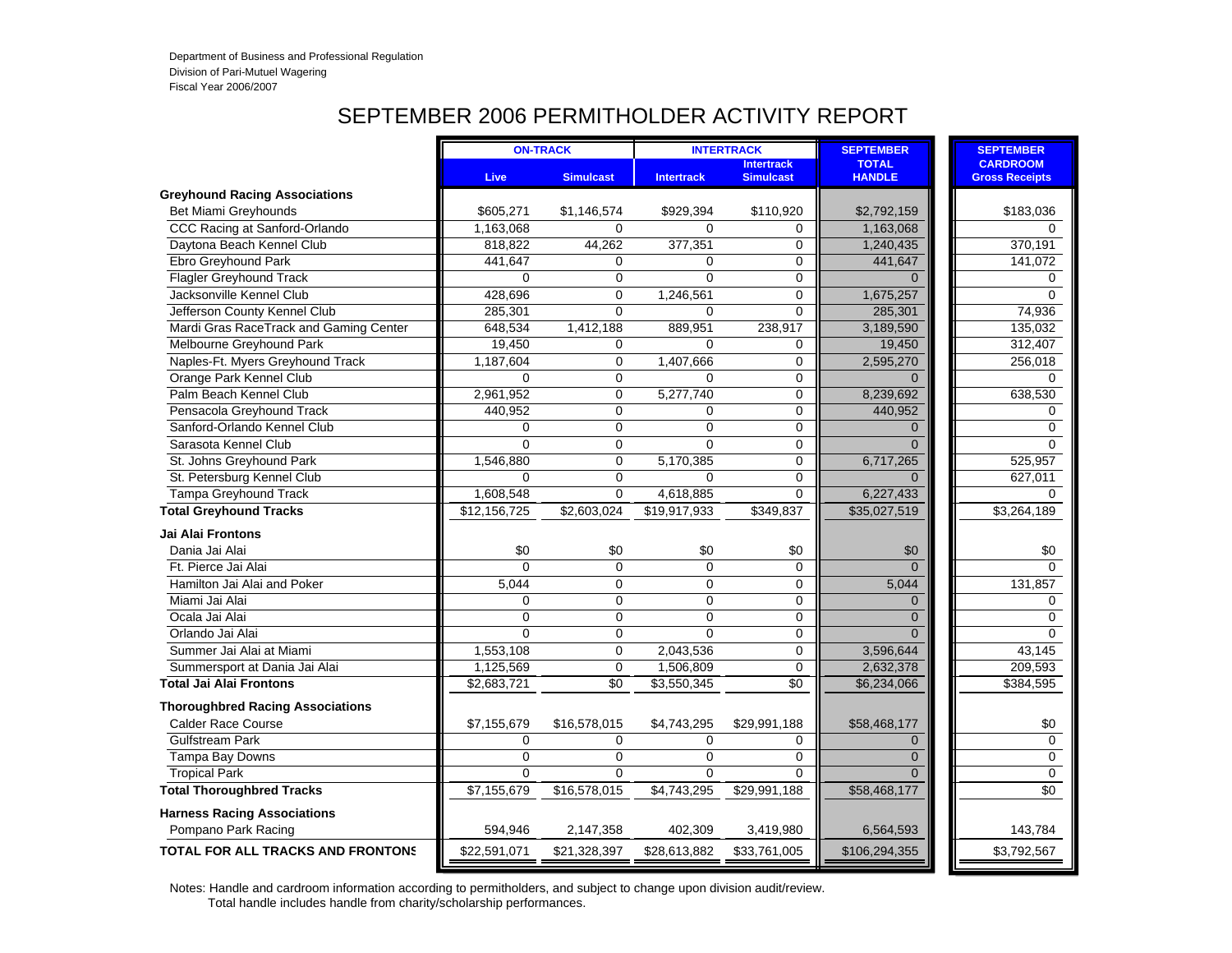Department of Business and Professional Regulation
Division of Pari-Mutuel Wagering
Fiscal Year 2006/2007

# SEPTEMBER 2006 PERMITHOLDER ACTIVITY REPORT

| | ON-TRACK | | INTERTRACK | | SEPTEMBER | SEPTEMBER |
|---|---|---|---|---|---|---|
| | Live | Simulcast | Intertrack | Intertrack Simulcast | TOTAL HANDLE | CARDROOM Gross Receipts |
| **Greyhound Racing Associations** | | | | | | |
| Bet Miami Greyhounds | $605,271 | $1,146,574 | $929,394 | $110,920 | $2,792,159 | $183,036 |
| CCC Racing at Sanford-Orlando | 1,163,068 | 0 | 0 | 0 | 1,163,068 | 0 |
| Daytona Beach Kennel Club | 818,822 | 44,262 | 377,351 | 0 | 1,240,435 | 370,191 |
| Ebro Greyhound Park | 441,647 | 0 | 0 | 0 | 441,647 | 141,072 |
| Flagler Greyhound Track | 0 | 0 | 0 | 0 | 0 | 0 |
| Jacksonville Kennel Club | 428,696 | 0 | 1,246,561 | 0 | 1,675,257 | 0 |
| Jefferson County Kennel Club | 285,301 | 0 | 0 | 0 | 285,301 | 74,936 |
| Mardi Gras RaceTrack and Gaming Center | 648,534 | 1,412,188 | 889,951 | 238,917 | 3,189,590 | 135,032 |
| Melbourne Greyhound Park | 19,450 | 0 | 0 | 0 | 19,450 | 312,407 |
| Naples-Ft. Myers Greyhound Track | 1,187,604 | 0 | 1,407,666 | 0 | 2,595,270 | 256,018 |
| Orange Park Kennel Club | 0 | 0 | 0 | 0 | 0 | 0 |
| Palm Beach Kennel Club | 2,961,952 | 0 | 5,277,740 | 0 | 8,239,692 | 638,530 |
| Pensacola Greyhound Track | 440,952 | 0 | 0 | 0 | 440,952 | 0 |
| Sanford-Orlando Kennel Club | 0 | 0 | 0 | 0 | 0 | 0 |
| Sarasota Kennel Club | 0 | 0 | 0 | 0 | 0 | 0 |
| St. Johns Greyhound Park | 1,546,880 | 0 | 5,170,385 | 0 | 6,717,265 | 525,957 |
| St. Petersburg Kennel Club | 0 | 0 | 0 | 0 | 0 | 627,011 |
| Tampa Greyhound Track | 1,608,548 | 0 | 4,618,885 | 0 | 6,227,433 | 0 |
| **Total Greyhound Tracks** | $12,156,725 | $2,603,024 | $19,917,933 | $349,837 | $35,027,519 | $3,264,189 |
| **Jai Alai Frontons** | | | | | | |
| Dania Jai Alai | $0 | $0 | $0 | $0 | $0 | $0 |
| Ft. Pierce Jai Alai | 0 | 0 | 0 | 0 | 0 | 0 |
| Hamilton Jai Alai and Poker | 5,044 | 0 | 0 | 0 | 5,044 | 131,857 |
| Miami Jai Alai | 0 | 0 | 0 | 0 | 0 | 0 |
| Ocala Jai Alai | 0 | 0 | 0 | 0 | 0 | 0 |
| Orlando Jai Alai | 0 | 0 | 0 | 0 | 0 | 0 |
| Summer Jai Alai at Miami | 1,553,108 | 0 | 2,043,536 | 0 | 3,596,644 | 43,145 |
| Summersport at Dania Jai Alai | 1,125,569 | 0 | 1,506,809 | 0 | 2,632,378 | 209,593 |
| **Total Jai Alai Frontons** | $2,683,721 | $0 | $3,550,345 | $0 | $6,234,066 | $384,595 |
| **Thoroughbred Racing Associations** | | | | | | |
| Calder Race Course | $7,155,679 | $16,578,015 | $4,743,295 | $29,991,188 | $58,468,177 | $0 |
| Gulfstream Park | 0 | 0 | 0 | 0 | 0 | 0 |
| Tampa Bay Downs | 0 | 0 | 0 | 0 | 0 | 0 |
| Tropical Park | 0 | 0 | 0 | 0 | 0 | 0 |
| **Total Thoroughbred Tracks** | $7,155,679 | $16,578,015 | $4,743,295 | $29,991,188 | $58,468,177 | $0 |
| **Harness Racing Associations** | | | | | | |
| Pompano Park Racing | 594,946 | 2,147,358 | 402,309 | 3,419,980 | 6,564,593 | 143,784 |
| **TOTAL FOR ALL TRACKS AND FRONTONS** | $22,591,071 | $21,328,397 | $28,613,882 | $33,761,005 | $106,294,355 | $3,792,567 |

Notes: Handle and cardroom information according to permitholders, and subject to change upon division audit/review.
Total handle includes handle from charity/scholarship performances.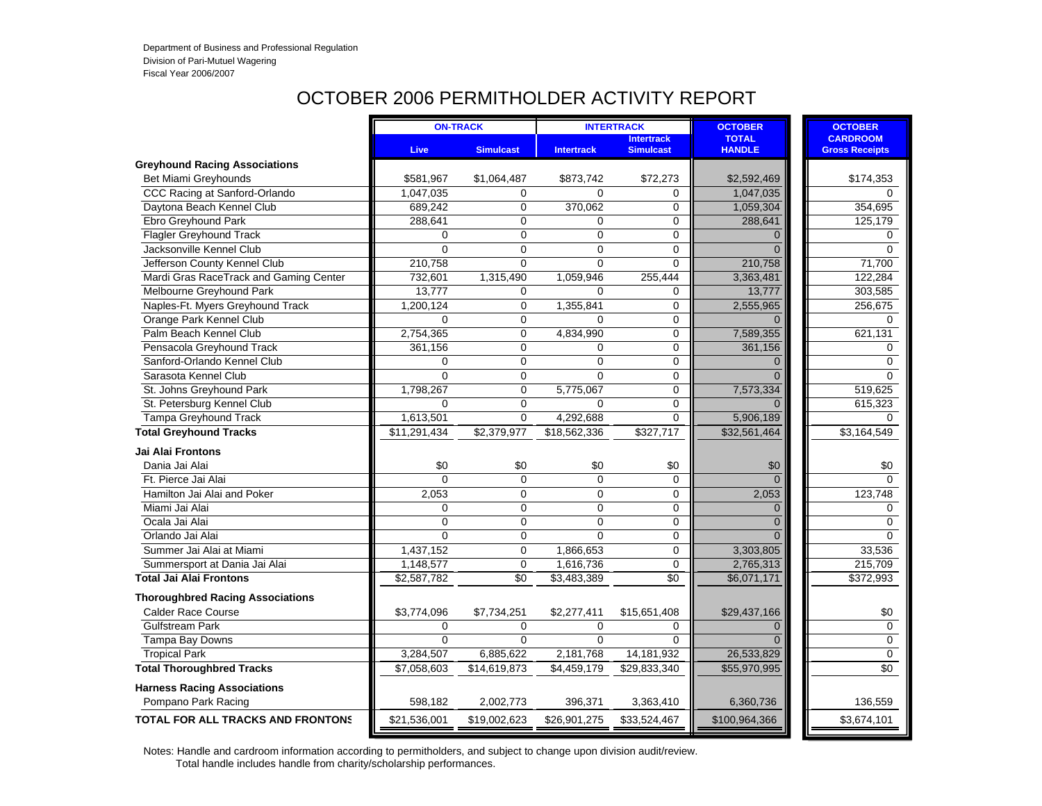Department of Business and Professional Regulation
Division of Pari-Mutuel Wagering
Fiscal Year 2006/2007

# OCTOBER 2006 PERMITHOLDER ACTIVITY REPORT

| | ON-TRACK | | INTERTRACK | | OCTOBER | OCTOBER |
|---|---|---|---|---|---|---|
| | Live | Simulcast | Intertrack | Intertrack Simulcast | TOTAL HANDLE | CARDROOM Gross Receipts |
| **Greyhound Racing Associations** | | | | | | |
| Bet Miami Greyhounds | $581,967 | $1,064,487 | $873,742 | $72,273 | $2,592,469 | $174,353 |
| CCC Racing at Sanford-Orlando | 1,047,035 | 0 | 0 | 0 | 1,047,035 | 0 |
| Daytona Beach Kennel Club | 689,242 | 0 | 370,062 | 0 | 1,059,304 | 354,695 |
| Ebro Greyhound Park | 288,641 | 0 | 0 | 0 | 288,641 | 125,179 |
| Flagler Greyhound Track | 0 | 0 | 0 | 0 | 0 | 0 |
| Jacksonville Kennel Club | 0 | 0 | 0 | 0 | 0 | 0 |
| Jefferson County Kennel Club | 210,758 | 0 | 0 | 0 | 210,758 | 71,700 |
| Mardi Gras RaceTrack and Gaming Center | 732,601 | 1,315,490 | 1,059,946 | 255,444 | 3,363,481 | 122,284 |
| Melbourne Greyhound Park | 13,777 | 0 | 0 | 0 | 13,777 | 303,585 |
| Naples-Ft. Myers Greyhound Track | 1,200,124 | 0 | 1,355,841 | 0 | 2,555,965 | 256,675 |
| Orange Park Kennel Club | 0 | 0 | 0 | 0 | 0 | 0 |
| Palm Beach Kennel Club | 2,754,365 | 0 | 4,834,990 | 0 | 7,589,355 | 621,131 |
| Pensacola Greyhound Track | 361,156 | 0 | 0 | 0 | 361,156 | 0 |
| Sanford-Orlando Kennel Club | 0 | 0 | 0 | 0 | 0 | 0 |
| Sarasota Kennel Club | 0 | 0 | 0 | 0 | 0 | 0 |
| St. Johns Greyhound Park | 1,798,267 | 0 | 5,775,067 | 0 | 7,573,334 | 519,625 |
| St. Petersburg Kennel Club | 0 | 0 | 0 | 0 | 0 | 615,323 |
| Tampa Greyhound Track | 1,613,501 | 0 | 4,292,688 | 0 | 5,906,189 | 0 |
| **Total Greyhound Tracks** | $11,291,434 | $2,379,977 | $18,562,336 | $327,717 | $32,561,464 | $3,164,549 |
| **Jai Alai Frontons** | | | | | | |
| Dania Jai Alai | $0 | $0 | $0 | $0 | $0 | $0 |
| Ft. Pierce Jai Alai | 0 | 0 | 0 | 0 | 0 | 0 |
| Hamilton Jai Alai and Poker | 2,053 | 0 | 0 | 0 | 2,053 | 123,748 |
| Miami Jai Alai | 0 | 0 | 0 | 0 | 0 | 0 |
| Ocala Jai Alai | 0 | 0 | 0 | 0 | 0 | 0 |
| Orlando Jai Alai | 0 | 0 | 0 | 0 | 0 | 0 |
| Summer Jai Alai at Miami | 1,437,152 | 0 | 1,866,653 | 0 | 3,303,805 | 33,536 |
| Summersport at Dania Jai Alai | 1,148,577 | 0 | 1,616,736 | 0 | 2,765,313 | 215,709 |
| **Total Jai Alai Frontons** | $2,587,782 | $0 | $3,483,389 | $0 | $6,071,171 | $372,993 |
| **Thoroughbred Racing Associations** | | | | | | |
| Calder Race Course | $3,774,096 | $7,734,251 | $2,277,411 | $15,651,408 | $29,437,166 | $0 |
| Gulfstream Park | 0 | 0 | 0 | 0 | 0 | 0 |
| Tampa Bay Downs | 0 | 0 | 0 | 0 | 0 | 0 |
| Tropical Park | 3,284,507 | 6,885,622 | 2,181,768 | 14,181,932 | 26,533,829 | 0 |
| **Total Thoroughbred Tracks** | $7,058,603 | $14,619,873 | $4,459,179 | $29,833,340 | $55,970,995 | $0 |
| **Harness Racing Associations** | | | | | | |
| Pompano Park Racing | 598,182 | 2,002,773 | 396,371 | 3,363,410 | 6,360,736 | 136,559 |
| **TOTAL FOR ALL TRACKS AND FRONTONS** | $21,536,001 | $19,002,623 | $26,901,275 | $33,524,467 | $100,964,366 | $3,674,101 |

Notes: Handle and cardroom information according to permitholders, and subject to change upon division audit/review.
Total handle includes handle from charity/scholarship performances.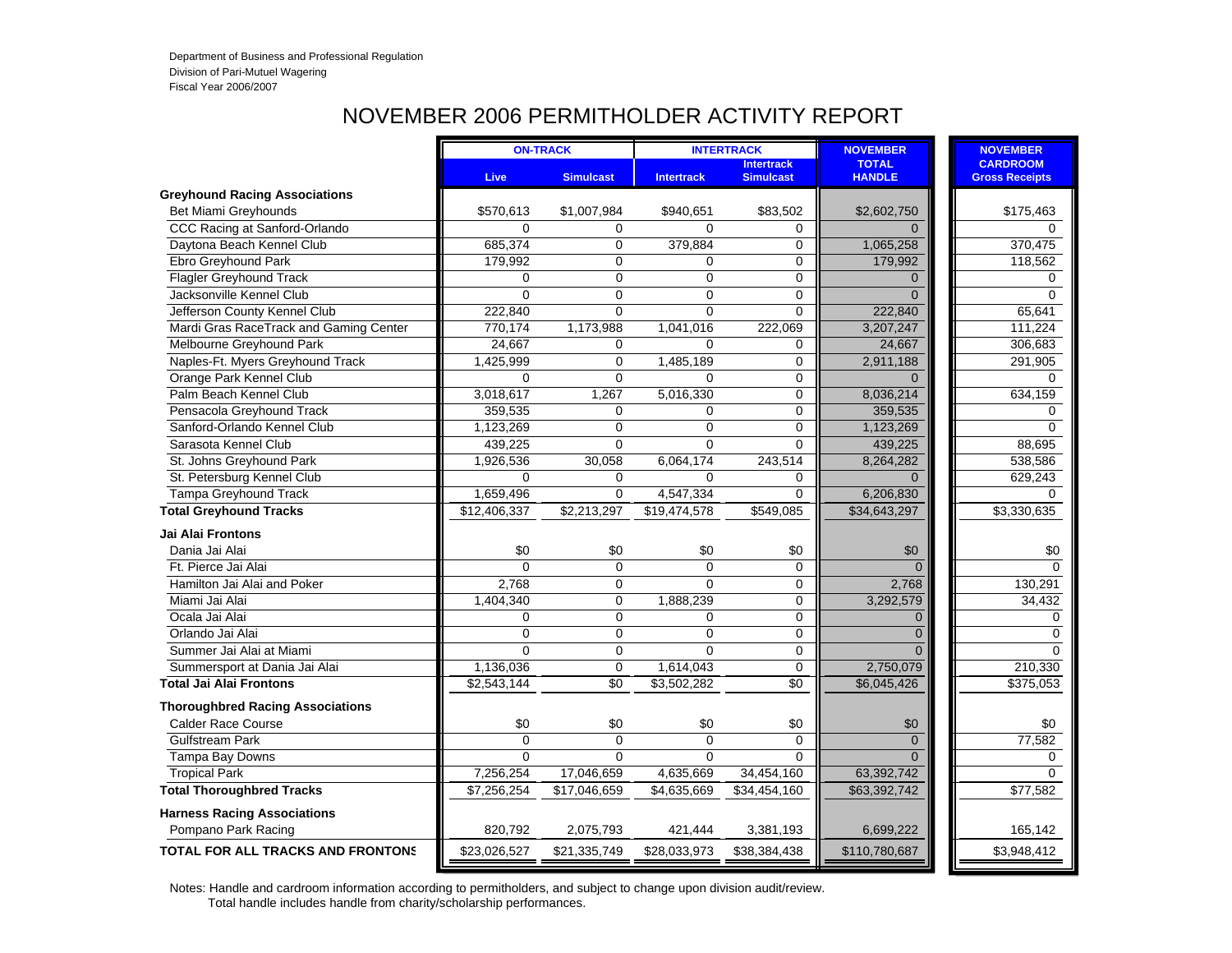Department of Business and Professional Regulation
Division of Pari-Mutuel Wagering
Fiscal Year 2006/2007

# NOVEMBER 2006 PERMITHOLDER ACTIVITY REPORT

| | ON-TRACK | | INTERTRACK | | NOVEMBER | NOVEMBER |
|---|---|---|---|---|---|---|
| | Live | Simulcast | Intertrack | Intertrack Simulcast | TOTAL HANDLE | CARDROOM Gross Receipts |
| **Greyhound Racing Associations** | | | | | | |
| Bet Miami Greyhounds | $570,613 | $1,007,984 | $940,651 | $83,502 | $2,602,750 | $175,463 |
| CCC Racing at Sanford-Orlando | 0 | 0 | 0 | 0 | 0 | 0 |
| Daytona Beach Kennel Club | 685,374 | 0 | 379,884 | 0 | 1,065,258 | 370,475 |
| Ebro Greyhound Park | 179,992 | 0 | 0 | 0 | 179,992 | 118,562 |
| Flagler Greyhound Track | 0 | 0 | 0 | 0 | 0 | 0 |
| Jacksonville Kennel Club | 0 | 0 | 0 | 0 | 0 | 0 |
| Jefferson County Kennel Club | 222,840 | 0 | 0 | 0 | 222,840 | 65,641 |
| Mardi Gras RaceTrack and Gaming Center | 770,174 | 1,173,988 | 1,041,016 | 222,069 | 3,207,247 | 111,224 |
| Melbourne Greyhound Park | 24,667 | 0 | 0 | 0 | 24,667 | 306,683 |
| Naples-Ft. Myers Greyhound Track | 1,425,999 | 0 | 1,485,189 | 0 | 2,911,188 | 291,905 |
| Orange Park Kennel Club | 0 | 0 | 0 | 0 | 0 | 0 |
| Palm Beach Kennel Club | 3,018,617 | 1,267 | 5,016,330 | 0 | 8,036,214 | 634,159 |
| Pensacola Greyhound Track | 359,535 | 0 | 0 | 0 | 359,535 | 0 |
| Sanford-Orlando Kennel Club | 1,123,269 | 0 | 0 | 0 | 1,123,269 | 0 |
| Sarasota Kennel Club | 439,225 | 0 | 0 | 0 | 439,225 | 88,695 |
| St. Johns Greyhound Park | 1,926,536 | 30,058 | 6,064,174 | 243,514 | 8,264,282 | 538,586 |
| St. Petersburg Kennel Club | 0 | 0 | 0 | 0 | 0 | 629,243 |
| Tampa Greyhound Track | 1,659,496 | 0 | 4,547,334 | 0 | 6,206,830 | 0 |
| **Total Greyhound Tracks** | $12,406,337 | $2,213,297 | $19,474,578 | $549,085 | $34,643,297 | $3,330,635 |
| **Jai Alai Frontons** | | | | | | |
| Dania Jai Alai | $0 | $0 | $0 | $0 | $0 | $0 |
| Ft. Pierce Jai Alai | 0 | 0 | 0 | 0 | 0 | 0 |
| Hamilton Jai Alai and Poker | 2,768 | 0 | 0 | 0 | 2,768 | 130,291 |
| Miami Jai Alai | 1,404,340 | 0 | 1,888,239 | 0 | 3,292,579 | 34,432 |
| Ocala Jai Alai | 0 | 0 | 0 | 0 | 0 | 0 |
| Orlando Jai Alai | 0 | 0 | 0 | 0 | 0 | 0 |
| Summer Jai Alai at Miami | 0 | 0 | 0 | 0 | 0 | 0 |
| Summersport at Dania Jai Alai | 1,136,036 | 0 | 1,614,043 | 0 | 2,750,079 | 210,330 |
| **Total Jai Alai Frontons** | $2,543,144 | $0 | $3,502,282 | $0 | $6,045,426 | $375,053 |
| **Thoroughbred Racing Associations** | | | | | | |
| Calder Race Course | $0 | $0 | $0 | $0 | $0 | $0 |
| Gulfstream Park | 0 | 0 | 0 | 0 | 0 | 77,582 |
| Tampa Bay Downs | 0 | 0 | 0 | 0 | 0 | 0 |
| Tropical Park | 7,256,254 | 17,046,659 | 4,635,669 | 34,454,160 | 63,392,742 | 0 |
| **Total Thoroughbred Tracks** | $7,256,254 | $17,046,659 | $4,635,669 | $34,454,160 | $63,392,742 | $77,582 |
| **Harness Racing Associations** | | | | | | |
| Pompano Park Racing | 820,792 | 2,075,793 | 421,444 | 3,381,193 | 6,699,222 | 165,142 |
| **TOTAL FOR ALL TRACKS AND FRONTONS** | $23,026,527 | $21,335,749 | $28,033,973 | $38,384,438 | $110,780,687 | $3,948,412 |

Notes: Handle and cardroom information according to permitholders, and subject to change upon division audit/review.
Total handle includes handle from charity/scholarship performances.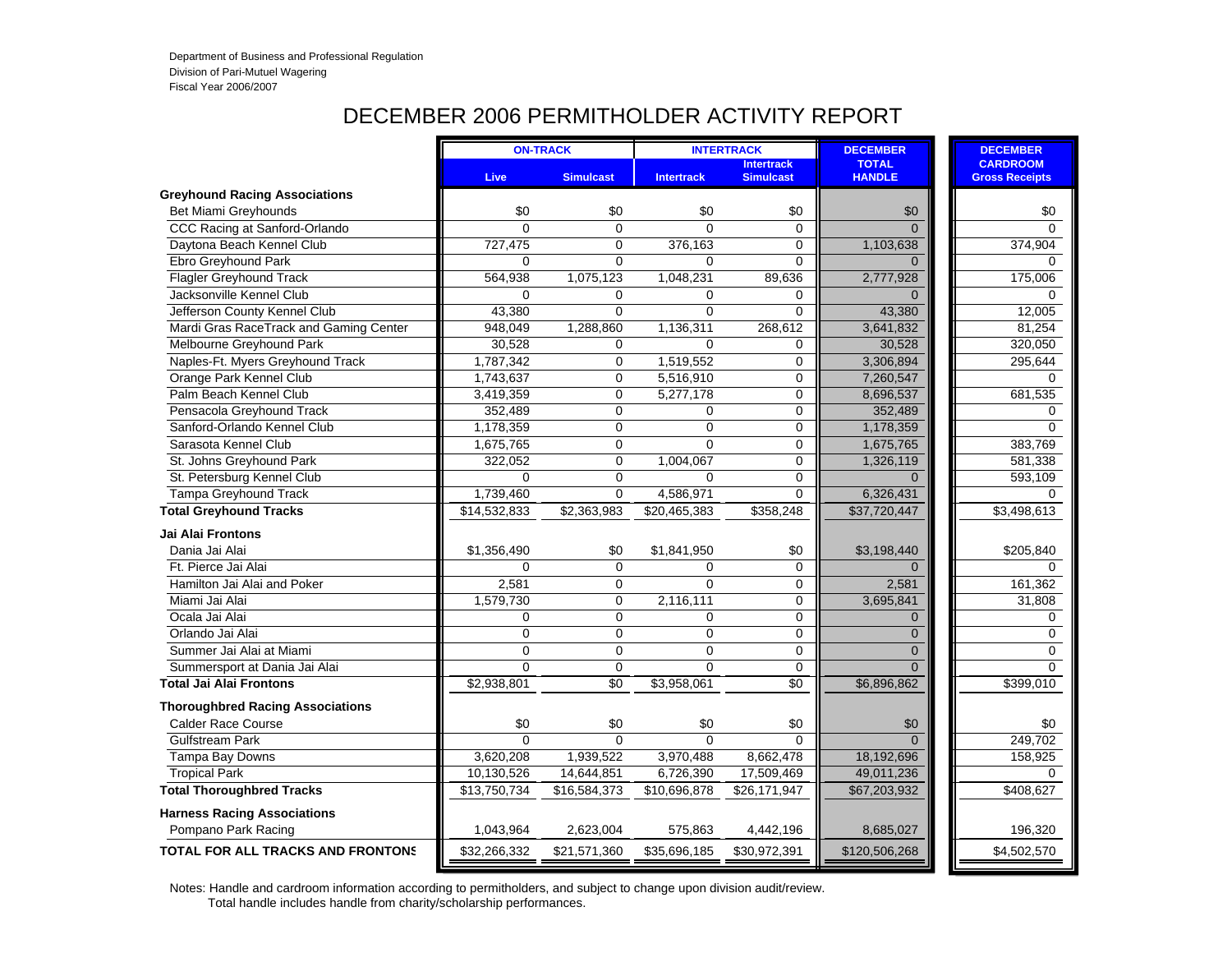Department of Business and Professional Regulation
Division of Pari-Mutuel Wagering
Fiscal Year 2006/2007

# DECEMBER 2006 PERMITHOLDER ACTIVITY REPORT

| | ON-TRACK | | INTERTRACK | | DECEMBER | DECEMBER |
|---|---|---|---|---|---|---|
| | Live | Simulcast | Intertrack | Intertrack Simulcast | TOTAL HANDLE | CARDROOM Gross Receipts |
| **Greyhound Racing Associations** | | | | | | |
| Bet Miami Greyhounds | $0 | $0 | $0 | $0 | $0 | $0 |
| CCC Racing at Sanford-Orlando | 0 | 0 | 0 | 0 | 0 | 0 |
| Daytona Beach Kennel Club | 727,475 | 0 | 376,163 | 0 | 1,103,638 | 374,904 |
| Ebro Greyhound Park | 0 | 0 | 0 | 0 | 0 | 0 |
| Flagler Greyhound Track | 564,938 | 1,075,123 | 1,048,231 | 89,636 | 2,777,928 | 175,006 |
| Jacksonville Kennel Club | 0 | 0 | 0 | 0 | 0 | 0 |
| Jefferson County Kennel Club | 43,380 | 0 | 0 | 0 | 43,380 | 12,005 |
| Mardi Gras RaceTrack and Gaming Center | 948,049 | 1,288,860 | 1,136,311 | 268,612 | 3,641,832 | 81,254 |
| Melbourne Greyhound Park | 30,528 | 0 | 0 | 0 | 30,528 | 320,050 |
| Naples-Ft. Myers Greyhound Track | 1,787,342 | 0 | 1,519,552 | 0 | 3,306,894 | 295,644 |
| Orange Park Kennel Club | 1,743,637 | 0 | 5,516,910 | 0 | 7,260,547 | 0 |
| Palm Beach Kennel Club | 3,419,359 | 0 | 5,277,178 | 0 | 8,696,537 | 681,535 |
| Pensacola Greyhound Track | 352,489 | 0 | 0 | 0 | 352,489 | 0 |
| Sanford-Orlando Kennel Club | 1,178,359 | 0 | 0 | 0 | 1,178,359 | 0 |
| Sarasota Kennel Club | 1,675,765 | 0 | 0 | 0 | 1,675,765 | 383,769 |
| St. Johns Greyhound Park | 322,052 | 0 | 1,004,067 | 0 | 1,326,119 | 581,338 |
| St. Petersburg Kennel Club | 0 | 0 | 0 | 0 | 0 | 593,109 |
| Tampa Greyhound Track | 1,739,460 | 0 | 4,586,971 | 0 | 6,326,431 | 0 |
| **Total Greyhound Tracks** | $14,532,833 | $2,363,983 | $20,465,383 | $358,248 | $37,720,447 | $3,498,613 |
| **Jai Alai Frontons** | | | | | | |
| Dania Jai Alai | $1,356,490 | $0 | $1,841,950 | $0 | $3,198,440 | $205,840 |
| Ft. Pierce Jai Alai | 0 | 0 | 0 | 0 | 0 | 0 |
| Hamilton Jai Alai and Poker | 2,581 | 0 | 0 | 0 | 2,581 | 161,362 |
| Miami Jai Alai | 1,579,730 | 0 | 2,116,111 | 0 | 3,695,841 | 31,808 |
| Ocala Jai Alai | 0 | 0 | 0 | 0 | 0 | 0 |
| Orlando Jai Alai | 0 | 0 | 0 | 0 | 0 | 0 |
| Summer Jai Alai at Miami | 0 | 0 | 0 | 0 | 0 | 0 |
| Summersport at Dania Jai Alai | 0 | 0 | 0 | 0 | 0 | 0 |
| **Total Jai Alai Frontons** | $2,938,801 | $0 | $3,958,061 | $0 | $6,896,862 | $399,010 |
| **Thoroughbred Racing Associations** | | | | | | |
| Calder Race Course | $0 | $0 | $0 | $0 | $0 | $0 |
| Gulfstream Park | 0 | 0 | 0 | 0 | 0 | 249,702 |
| Tampa Bay Downs | 3,620,208 | 1,939,522 | 3,970,488 | 8,662,478 | 18,192,696 | 158,925 |
| Tropical Park | 10,130,526 | 14,644,851 | 6,726,390 | 17,509,469 | 49,011,236 | 0 |
| **Total Thoroughbred Tracks** | $13,750,734 | $16,584,373 | $10,696,878 | $26,171,947 | $67,203,932 | $408,627 |
| **Harness Racing Associations** | | | | | | |
| Pompano Park Racing | 1,043,964 | 2,623,004 | 575,863 | 4,442,196 | 8,685,027 | 196,320 |
| **TOTAL FOR ALL TRACKS AND FRONTONS** | $32,266,332 | $21,571,360 | $35,696,185 | $30,972,391 | $120,506,268 | $4,502,570 |

Notes: Handle and cardroom information according to permitholders, and subject to change upon division audit/review.
Total handle includes handle from charity/scholarship performances.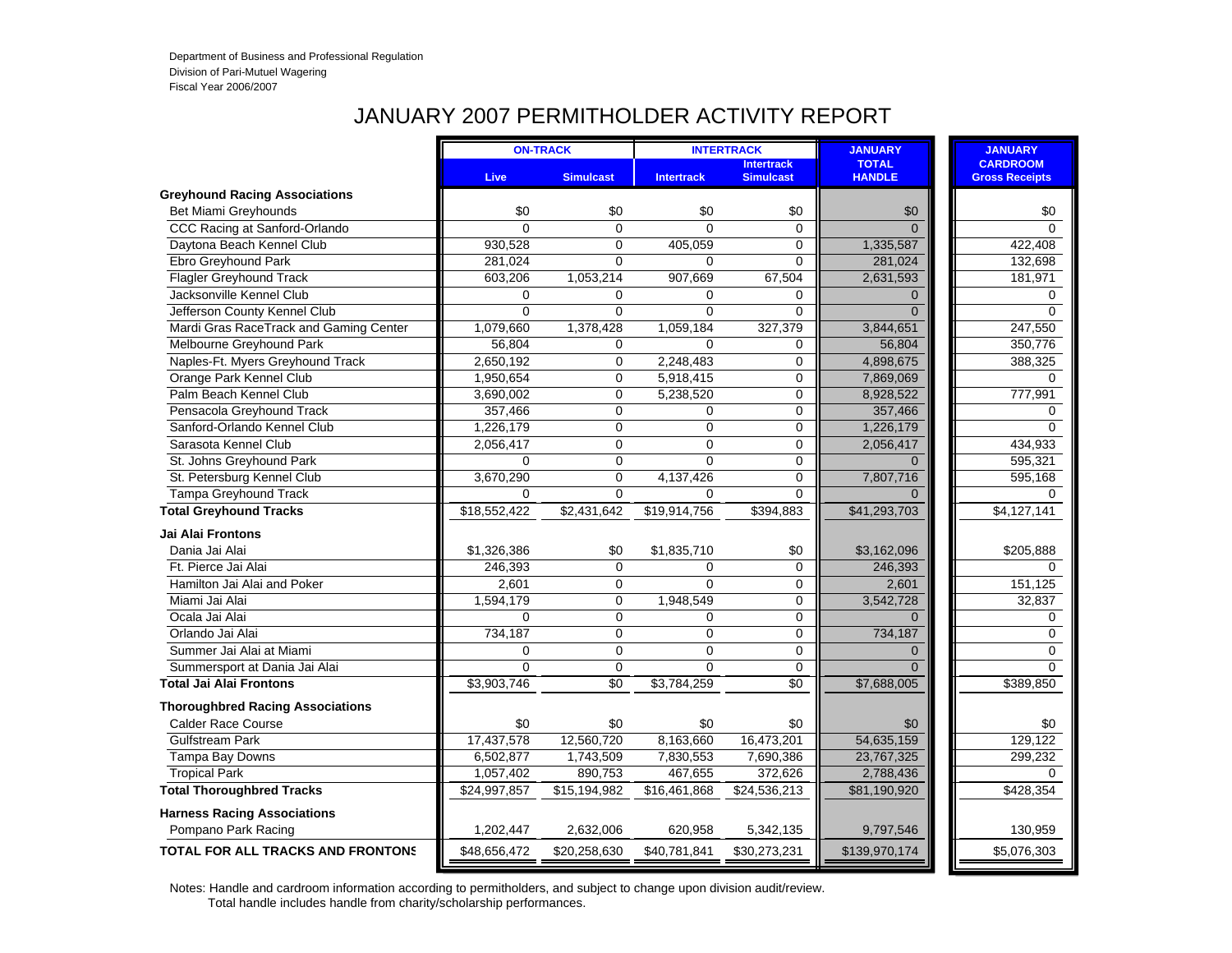Department of Business and Professional Regulation
Division of Pari-Mutuel Wagering
Fiscal Year 2006/2007

# JANUARY 2007 PERMITHOLDER ACTIVITY REPORT

| | ON-TRACK | | INTERTRACK | | JANUARY | JANUARY |
|---|---|---|---|---|---|---|
| | Live | Simulcast | Intertrack | Intertrack Simulcast | TOTAL HANDLE | CARDROOM Gross Receipts |
| **Greyhound Racing Associations** | | | | | | |
| Bet Miami Greyhounds | $0 | $0 | $0 | $0 | $0 | $0 |
| CCC Racing at Sanford-Orlando | 0 | 0 | 0 | 0 | 0 | 0 |
| Daytona Beach Kennel Club | 930,528 | 0 | 405,059 | 0 | 1,335,587 | 422,408 |
| Ebro Greyhound Park | 281,024 | 0 | 0 | 0 | 281,024 | 132,698 |
| Flagler Greyhound Track | 603,206 | 1,053,214 | 907,669 | 67,504 | 2,631,593 | 181,971 |
| Jacksonville Kennel Club | 0 | 0 | 0 | 0 | 0 | 0 |
| Jefferson County Kennel Club | 0 | 0 | 0 | 0 | 0 | 0 |
| Mardi Gras RaceTrack and Gaming Center | 1,079,660 | 1,378,428 | 1,059,184 | 327,379 | 3,844,651 | 247,550 |
| Melbourne Greyhound Park | 56,804 | 0 | 0 | 0 | 56,804 | 350,776 |
| Naples-Ft. Myers Greyhound Track | 2,650,192 | 0 | 2,248,483 | 0 | 4,898,675 | 388,325 |
| Orange Park Kennel Club | 1,950,654 | 0 | 5,918,415 | 0 | 7,869,069 | 0 |
| Palm Beach Kennel Club | 3,690,002 | 0 | 5,238,520 | 0 | 8,928,522 | 777,991 |
| Pensacola Greyhound Track | 357,466 | 0 | 0 | 0 | 357,466 | 0 |
| Sanford-Orlando Kennel Club | 1,226,179 | 0 | 0 | 0 | 1,226,179 | 0 |
| Sarasota Kennel Club | 2,056,417 | 0 | 0 | 0 | 2,056,417 | 434,933 |
| St. Johns Greyhound Park | 0 | 0 | 0 | 0 | 0 | 595,321 |
| St. Petersburg Kennel Club | 3,670,290 | 0 | 4,137,426 | 0 | 7,807,716 | 595,168 |
| Tampa Greyhound Track | 0 | 0 | 0 | 0 | 0 | 0 |
| **Total Greyhound Tracks** | $18,552,422 | $2,431,642 | $19,914,756 | $394,883 | $41,293,703 | $4,127,141 |
| **Jai Alai Frontons** | | | | | | |
| Dania Jai Alai | $1,326,386 | $0 | $1,835,710 | $0 | $3,162,096 | $205,888 |
| Ft. Pierce Jai Alai | 246,393 | 0 | 0 | 0 | 246,393 | 0 |
| Hamilton Jai Alai and Poker | 2,601 | 0 | 0 | 0 | 2,601 | 151,125 |
| Miami Jai Alai | 1,594,179 | 0 | 1,948,549 | 0 | 3,542,728 | 32,837 |
| Ocala Jai Alai | 0 | 0 | 0 | 0 | 0 | 0 |
| Orlando Jai Alai | 734,187 | 0 | 0 | 0 | 734,187 | 0 |
| Summer Jai Alai at Miami | 0 | 0 | 0 | 0 | 0 | 0 |
| Summersport at Dania Jai Alai | 0 | 0 | 0 | 0 | 0 | 0 |
| **Total Jai Alai Frontons** | $3,903,746 | $0 | $3,784,259 | $0 | $7,688,005 | $389,850 |
| **Thoroughbred Racing Associations** | | | | | | |
| Calder Race Course | $0 | $0 | $0 | $0 | $0 | $0 |
| Gulfstream Park | 17,437,578 | 12,560,720 | 8,163,660 | 16,473,201 | 54,635,159 | 129,122 |
| Tampa Bay Downs | 6,502,877 | 1,743,509 | 7,830,553 | 7,690,386 | 23,767,325 | 299,232 |
| Tropical Park | 1,057,402 | 890,753 | 467,655 | 372,626 | 2,788,436 | 0 |
| **Total Thoroughbred Tracks** | $24,997,857 | $15,194,982 | $16,461,868 | $24,536,213 | $81,190,920 | $428,354 |
| **Harness Racing Associations** | | | | | | |
| Pompano Park Racing | 1,202,447 | 2,632,006 | 620,958 | 5,342,135 | 9,797,546 | 130,959 |
| **TOTAL FOR ALL TRACKS AND FRONTONS** | $48,656,472 | $20,258,630 | $40,781,841 | $30,273,231 | $139,970,174 | $5,076,303 |

Notes: Handle and cardroom information according to permitholders, and subject to change upon division audit/review.
Total handle includes handle from charity/scholarship performances.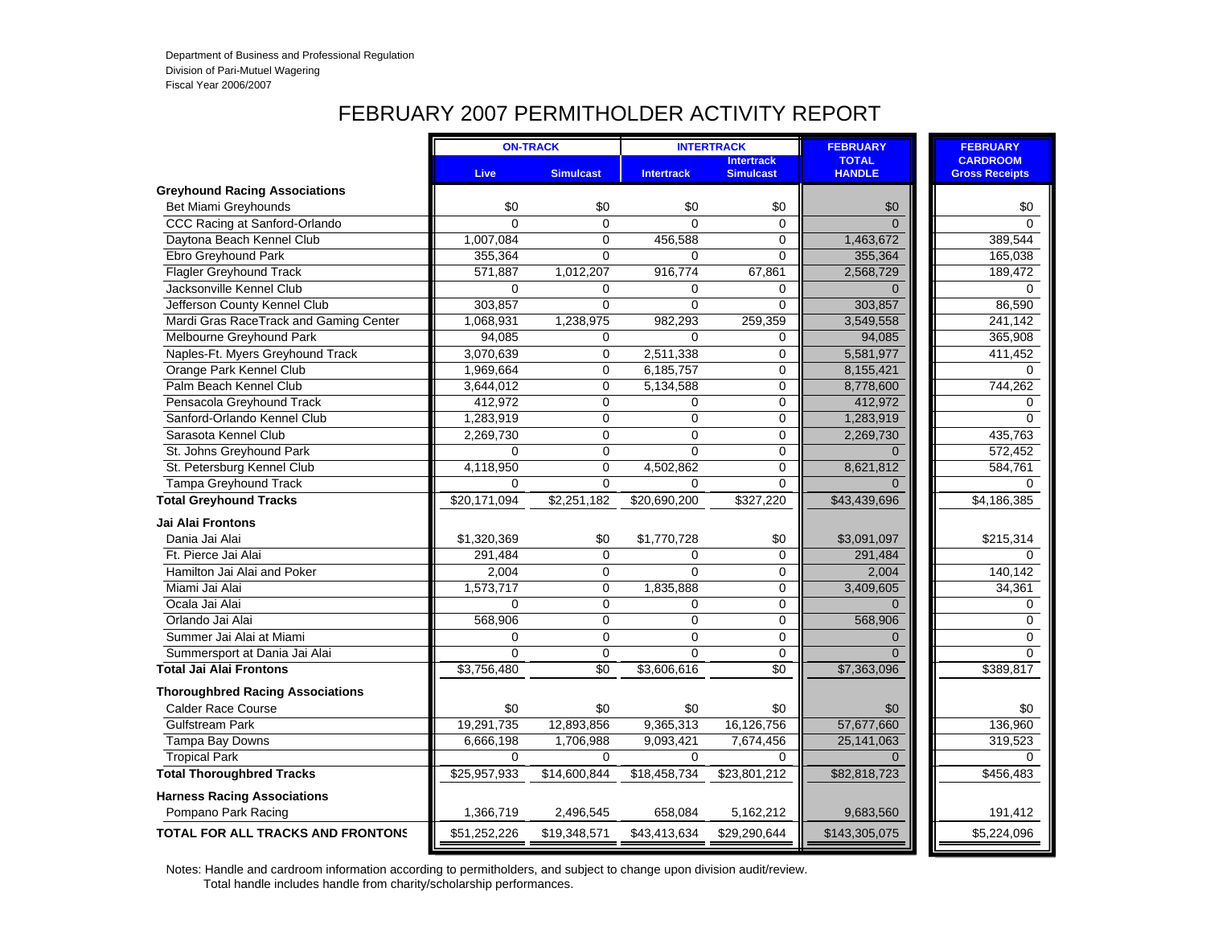Department of Business and Professional Regulation
Division of Pari-Mutuel Wagering
Fiscal Year 2006/2007

# FEBRUARY 2007 PERMITHOLDER ACTIVITY REPORT

| | ON-TRACK | | INTERTRACK | | FEBRUARY | FEBRUARY |
|---|---|---|---|---|---|---|
| | Live | Simulcast | Intertrack | Intertrack Simulcast | TOTAL HANDLE | CARDROOM Gross Receipts |
| **Greyhound Racing Associations** | | | | | | |
| Bet Miami Greyhounds | $0 | $0 | $0 | $0 | $0 | $0 |
| CCC Racing at Sanford-Orlando | 0 | 0 | 0 | 0 | 0 | 0 |
| Daytona Beach Kennel Club | 1,007,084 | 0 | 456,588 | 0 | 1,463,672 | 389,544 |
| Ebro Greyhound Park | 355,364 | 0 | 0 | 0 | 355,364 | 165,038 |
| Flagler Greyhound Track | 571,887 | 1,012,207 | 916,774 | 67,861 | 2,568,729 | 189,472 |
| Jacksonville Kennel Club | 0 | 0 | 0 | 0 | 0 | 0 |
| Jefferson County Kennel Club | 303,857 | 0 | 0 | 0 | 303,857 | 86,590 |
| Mardi Gras RaceTrack and Gaming Center | 1,068,931 | 1,238,975 | 982,293 | 259,359 | 3,549,558 | 241,142 |
| Melbourne Greyhound Park | 94,085 | 0 | 0 | 0 | 94,085 | 365,908 |
| Naples-Ft. Myers Greyhound Track | 3,070,639 | 0 | 2,511,338 | 0 | 5,581,977 | 411,452 |
| Orange Park Kennel Club | 1,969,664 | 0 | 6,185,757 | 0 | 8,155,421 | 0 |
| Palm Beach Kennel Club | 3,644,012 | 0 | 5,134,588 | 0 | 8,778,600 | 744,262 |
| Pensacola Greyhound Track | 412,972 | 0 | 0 | 0 | 412,972 | 0 |
| Sanford-Orlando Kennel Club | 1,283,919 | 0 | 0 | 0 | 1,283,919 | 0 |
| Sarasota Kennel Club | 2,269,730 | 0 | 0 | 0 | 2,269,730 | 435,763 |
| St. Johns Greyhound Park | 0 | 0 | 0 | 0 | 0 | 572,452 |
| St. Petersburg Kennel Club | 4,118,950 | 0 | 4,502,862 | 0 | 8,621,812 | 584,761 |
| Tampa Greyhound Track | 0 | 0 | 0 | 0 | 0 | 0 |
| **Total Greyhound Tracks** | $20,171,094 | $2,251,182 | $20,690,200 | $327,220 | $43,439,696 | $4,186,385 |
| **Jai Alai Frontons** | | | | | | |
| Dania Jai Alai | $1,320,369 | $0 | $1,770,728 | $0 | $3,091,097 | $215,314 |
| Ft. Pierce Jai Alai | 291,484 | 0 | 0 | 0 | 291,484 | 0 |
| Hamilton Jai Alai and Poker | 2,004 | 0 | 0 | 0 | 2,004 | 140,142 |
| Miami Jai Alai | 1,573,717 | 0 | 1,835,888 | 0 | 3,409,605 | 34,361 |
| Ocala Jai Alai | 0 | 0 | 0 | 0 | 0 | 0 |
| Orlando Jai Alai | 568,906 | 0 | 0 | 0 | 568,906 | 0 |
| Summer Jai Alai at Miami | 0 | 0 | 0 | 0 | 0 | 0 |
| Summersport at Dania Jai Alai | 0 | 0 | 0 | 0 | 0 | 0 |
| **Total Jai Alai Frontons** | $3,756,480 | $0 | $3,606,616 | $0 | $7,363,096 | $389,817 |
| **Thoroughbred Racing Associations** | | | | | | |
| Calder Race Course | $0 | $0 | $0 | $0 | $0 | $0 |
| Gulfstream Park | 19,291,735 | 12,893,856 | 9,365,313 | 16,126,756 | 57,677,660 | 136,960 |
| Tampa Bay Downs | 6,666,198 | 1,706,988 | 9,093,421 | 7,674,456 | 25,141,063 | 319,523 |
| Tropical Park | 0 | 0 | 0 | 0 | 0 | 0 |
| **Total Thoroughbred Tracks** | $25,957,933 | $14,600,844 | $18,458,734 | $23,801,212 | $82,818,723 | $456,483 |
| **Harness Racing Associations** | | | | | | |
| Pompano Park Racing | 1,366,719 | 2,496,545 | 658,084 | 5,162,212 | 9,683,560 | 191,412 |
| **TOTAL FOR ALL TRACKS AND FRONTONS** | $51,252,226 | $19,348,571 | $43,413,634 | $29,290,644 | $143,305,075 | $5,224,096 |

Notes: Handle and cardroom information according to permitholders, and subject to change upon division audit/review.
Total handle includes handle from charity/scholarship performances.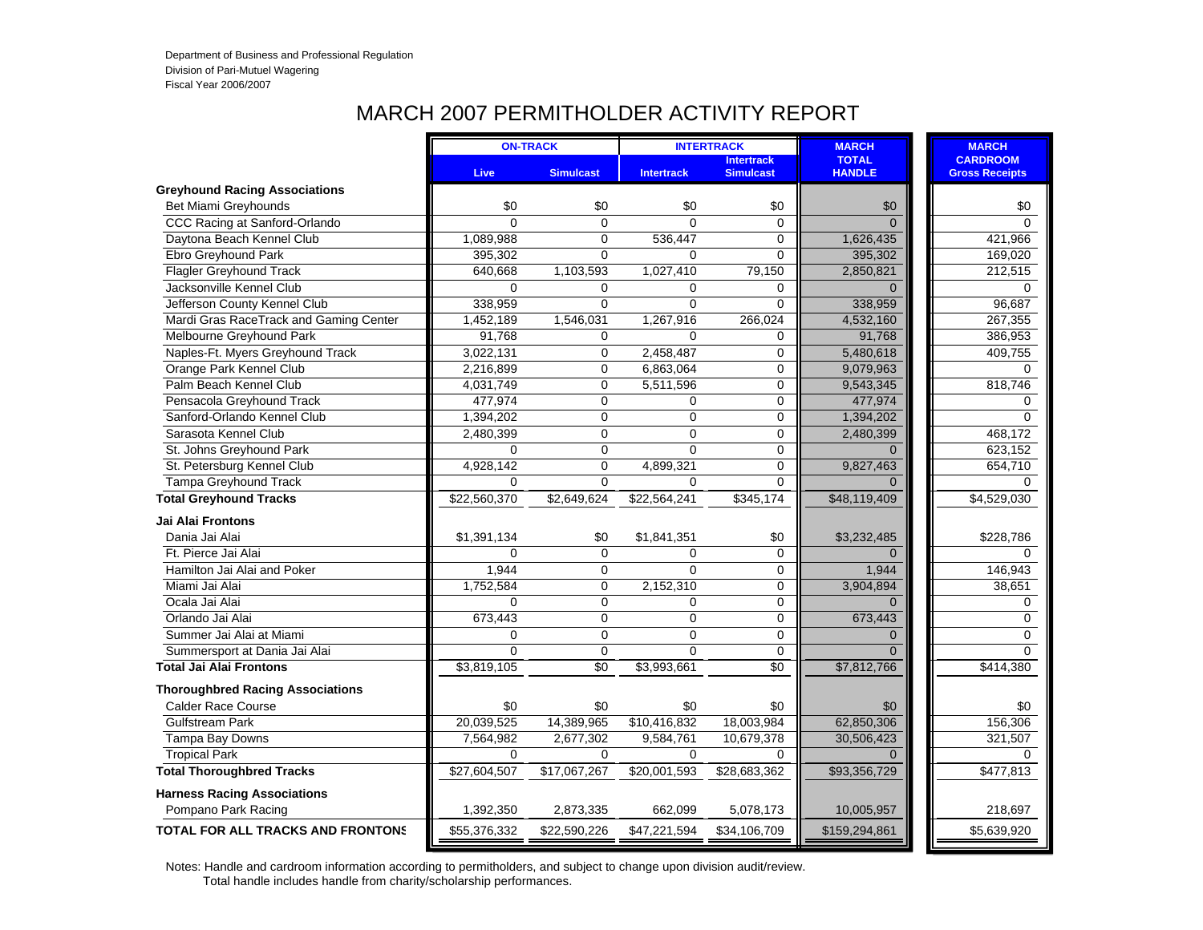Department of Business and Professional Regulation
Division of Pari-Mutuel Wagering
Fiscal Year 2006/2007

# MARCH 2007 PERMITHOLDER ACTIVITY REPORT

| | ON-TRACK | | INTERTRACK | | MARCH | MARCH |
|---|---|---|---|---|---|---|
| | Live | Simulcast | Intertrack | Intertrack Simulcast | TOTAL HANDLE | CARDROOM Gross Receipts |
| **Greyhound Racing Associations** | | | | | | |
| Bet Miami Greyhounds | $0 | $0 | $0 | $0 | $0 | $0 |
| CCC Racing at Sanford-Orlando | 0 | 0 | 0 | 0 | 0 | 0 |
| Daytona Beach Kennel Club | 1,089,988 | 0 | 536,447 | 0 | 1,626,435 | 421,966 |
| Ebro Greyhound Park | 395,302 | 0 | 0 | 0 | 395,302 | 169,020 |
| Flagler Greyhound Track | 640,668 | 1,103,593 | 1,027,410 | 79,150 | 2,850,821 | 212,515 |
| Jacksonville Kennel Club | 0 | 0 | 0 | 0 | 0 | 0 |
| Jefferson County Kennel Club | 338,959 | 0 | 0 | 0 | 338,959 | 96,687 |
| Mardi Gras RaceTrack and Gaming Center | 1,452,189 | 1,546,031 | 1,267,916 | 266,024 | 4,532,160 | 267,355 |
| Melbourne Greyhound Park | 91,768 | 0 | 0 | 0 | 91,768 | 386,953 |
| Naples-Ft. Myers Greyhound Track | 3,022,131 | 0 | 2,458,487 | 0 | 5,480,618 | 409,755 |
| Orange Park Kennel Club | 2,216,899 | 0 | 6,863,064 | 0 | 9,079,963 | 0 |
| Palm Beach Kennel Club | 4,031,749 | 0 | 5,511,596 | 0 | 9,543,345 | 818,746 |
| Pensacola Greyhound Track | 477,974 | 0 | 0 | 0 | 477,974 | 0 |
| Sanford-Orlando Kennel Club | 1,394,202 | 0 | 0 | 0 | 1,394,202 | 0 |
| Sarasota Kennel Club | 2,480,399 | 0 | 0 | 0 | 2,480,399 | 468,172 |
| St. Johns Greyhound Park | 0 | 0 | 0 | 0 | 0 | 623,152 |
| St. Petersburg Kennel Club | 4,928,142 | 0 | 4,899,321 | 0 | 9,827,463 | 654,710 |
| Tampa Greyhound Track | 0 | 0 | 0 | 0 | 0 | 0 |
| **Total Greyhound Tracks** | $22,560,370 | $2,649,624 | $22,564,241 | $345,174 | $48,119,409 | $4,529,030 |
| **Jai Alai Frontons** | | | | | | |
| Dania Jai Alai | $1,391,134 | $0 | $1,841,351 | $0 | $3,232,485 | $228,786 |
| Ft. Pierce Jai Alai | 0 | 0 | 0 | 0 | 0 | 0 |
| Hamilton Jai Alai and Poker | 1,944 | 0 | 0 | 0 | 1,944 | 146,943 |
| Miami Jai Alai | 1,752,584 | 0 | 2,152,310 | 0 | 3,904,894 | 38,651 |
| Ocala Jai Alai | 0 | 0 | 0 | 0 | 0 | 0 |
| Orlando Jai Alai | 673,443 | 0 | 0 | 0 | 673,443 | 0 |
| Summer Jai Alai at Miami | 0 | 0 | 0 | 0 | 0 | 0 |
| Summersport at Dania Jai Alai | 0 | 0 | 0 | 0 | 0 | 0 |
| **Total Jai Alai Frontons** | $3,819,105 | $0 | $3,993,661 | $0 | $7,812,766 | $414,380 |
| **Thoroughbred Racing Associations** | | | | | | |
| Calder Race Course | $0 | $0 | $0 | $0 | $0 | $0 |
| Gulfstream Park | 20,039,525 | 14,389,965 | $10,416,832 | 18,003,984 | 62,850,306 | 156,306 |
| Tampa Bay Downs | 7,564,982 | 2,677,302 | 9,584,761 | 10,679,378 | 30,506,423 | 321,507 |
| Tropical Park | 0 | 0 | 0 | 0 | 0 | 0 |
| **Total Thoroughbred Tracks** | $27,604,507 | $17,067,267 | $20,001,593 | $28,683,362 | $93,356,729 | $477,813 |
| **Harness Racing Associations** | | | | | | |
| Pompano Park Racing | 1,392,350 | 2,873,335 | 662,099 | 5,078,173 | 10,005,957 | 218,697 |
| **TOTAL FOR ALL TRACKS AND FRONTONS** | $55,376,332 | $22,590,226 | $47,221,594 | $34,106,709 | $159,294,861 | $5,639,920 |

Notes: Handle and cardroom information according to permitholders, and subject to change upon division audit/review.
Total handle includes handle from charity/scholarship performances.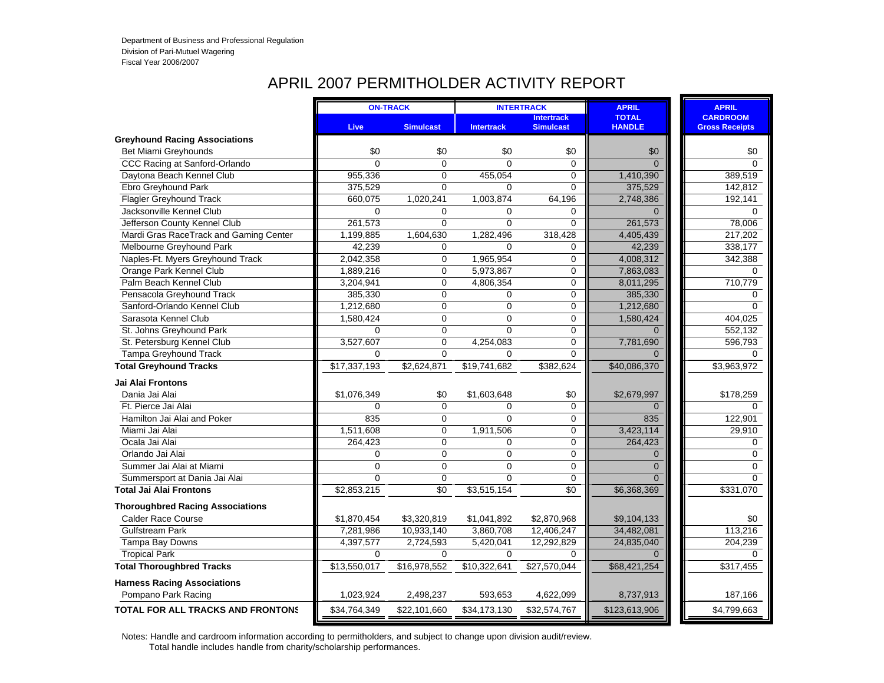Department of Business and Professional Regulation
Division of Pari-Mutuel Wagering
Fiscal Year 2006/2007

# APRIL 2007 PERMITHOLDER ACTIVITY REPORT

| | ON-TRACK | | INTERTRACK | | APRIL | APRIL |
|---|---|---|---|---|---|---|
| | Live | Simulcast | Intertrack | Intertrack Simulcast | TOTAL HANDLE | CARDROOM Gross Receipts |
| **Greyhound Racing Associations** | | | | | | |
| Bet Miami Greyhounds | $0 | $0 | $0 | $0 | $0 | $0 |
| CCC Racing at Sanford-Orlando | 0 | 0 | 0 | 0 | 0 | 0 |
| Daytona Beach Kennel Club | 955,336 | 0 | 455,054 | 0 | 1,410,390 | 389,519 |
| Ebro Greyhound Park | 375,529 | 0 | 0 | 0 | 375,529 | 142,812 |
| Flagler Greyhound Track | 660,075 | 1,020,241 | 1,003,874 | 64,196 | 2,748,386 | 192,141 |
| Jacksonville Kennel Club | 0 | 0 | 0 | 0 | 0 | 0 |
| Jefferson County Kennel Club | 261,573 | 0 | 0 | 0 | 261,573 | 78,006 |
| Mardi Gras RaceTrack and Gaming Center | 1,199,885 | 1,604,630 | 1,282,496 | 318,428 | 4,405,439 | 217,202 |
| Melbourne Greyhound Park | 42,239 | 0 | 0 | 0 | 42,239 | 338,177 |
| Naples-Ft. Myers Greyhound Track | 2,042,358 | 0 | 1,965,954 | 0 | 4,008,312 | 342,388 |
| Orange Park Kennel Club | 1,889,216 | 0 | 5,973,867 | 0 | 7,863,083 | 0 |
| Palm Beach Kennel Club | 3,204,941 | 0 | 4,806,354 | 0 | 8,011,295 | 710,779 |
| Pensacola Greyhound Track | 385,330 | 0 | 0 | 0 | 385,330 | 0 |
| Sanford-Orlando Kennel Club | 1,212,680 | 0 | 0 | 0 | 1,212,680 | 0 |
| Sarasota Kennel Club | 1,580,424 | 0 | 0 | 0 | 1,580,424 | 404,025 |
| St. Johns Greyhound Park | 0 | 0 | 0 | 0 | 0 | 552,132 |
| St. Petersburg Kennel Club | 3,527,607 | 0 | 4,254,083 | 0 | 7,781,690 | 596,793 |
| Tampa Greyhound Track | 0 | 0 | 0 | 0 | 0 | 0 |
| **Total Greyhound Tracks** | $17,337,193 | $2,624,871 | $19,741,682 | $382,624 | $40,086,370 | $3,963,972 |
| **Jai Alai Frontons** | | | | | | |
| Dania Jai Alai | $1,076,349 | $0 | $1,603,648 | $0 | $2,679,997 | $178,259 |
| Ft. Pierce Jai Alai | 0 | 0 | 0 | 0 | 0 | 0 |
| Hamilton Jai Alai and Poker | 835 | 0 | 0 | 0 | 835 | 122,901 |
| Miami Jai Alai | 1,511,608 | 0 | 1,911,506 | 0 | 3,423,114 | 29,910 |
| Ocala Jai Alai | 264,423 | 0 | 0 | 0 | 264,423 | 0 |
| Orlando Jai Alai | 0 | 0 | 0 | 0 | 0 | 0 |
| Summer Jai Alai at Miami | 0 | 0 | 0 | 0 | 0 | 0 |
| Summersport at Dania Jai Alai | 0 | 0 | 0 | 0 | 0 | 0 |
| **Total Jai Alai Frontons** | $2,853,215 | $0 | $3,515,154 | $0 | $6,368,369 | $331,070 |
| **Thoroughbred Racing Associations** | | | | | | |
| Calder Race Course | $1,870,454 | $3,320,819 | $1,041,892 | $2,870,968 | $9,104,133 | $0 |
| Gulfstream Park | 7,281,986 | 10,933,140 | 3,860,708 | 12,406,247 | 34,482,081 | 113,216 |
| Tampa Bay Downs | 4,397,577 | 2,724,593 | 5,420,041 | 12,292,829 | 24,835,040 | 204,239 |
| Tropical Park | 0 | 0 | 0 | 0 | 0 | 0 |
| **Total Thoroughbred Tracks** | $13,550,017 | $16,978,552 | $10,322,641 | $27,570,044 | $68,421,254 | $317,455 |
| **Harness Racing Associations** | | | | | | |
| Pompano Park Racing | 1,023,924 | 2,498,237 | 593,653 | 4,622,099 | 8,737,913 | 187,166 |
| **TOTAL FOR ALL TRACKS AND FRONTONS** | $34,764,349 | $22,101,660 | $34,173,130 | $32,574,767 | $123,613,906 | $4,799,663 |

Notes: Handle and cardroom information according to permitholders, and subject to change upon division audit/review.
Total handle includes handle from charity/scholarship performances.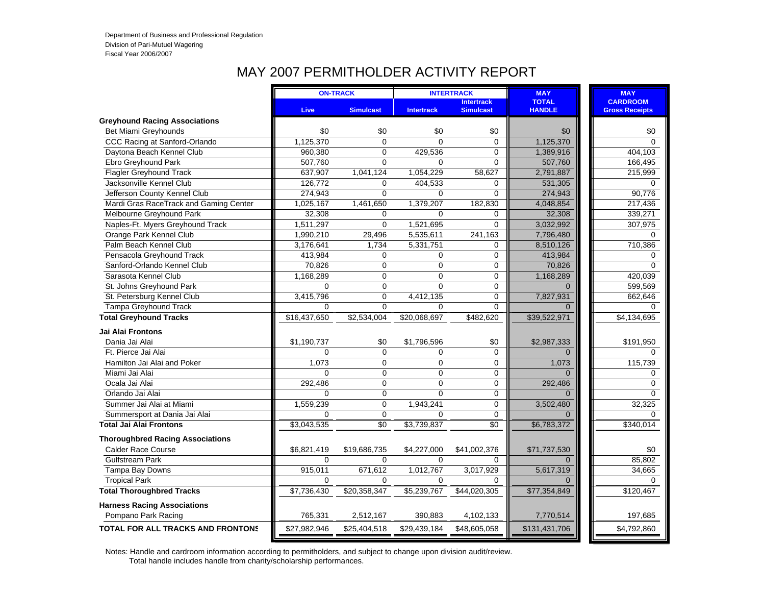Department of Business and Professional Regulation
Division of Pari-Mutuel Wagering
Fiscal Year 2006/2007

# MAY 2007 PERMITHOLDER ACTIVITY REPORT

| | ON-TRACK | | INTERTRACK | | MAY | MAY |
|---|---|---|---|---|---|---|
| | Live | Simulcast | Intertrack | Intertrack Simulcast | TOTAL HANDLE | CARDROOM Gross Receipts |
| **Greyhound Racing Associations** | | | | | | |
| Bet Miami Greyhounds | $0 | $0 | $0 | $0 | $0 | $0 |
| CCC Racing at Sanford-Orlando | 1,125,370 | 0 | 0 | 0 | 1,125,370 | 0 |
| Daytona Beach Kennel Club | 960,380 | 0 | 429,536 | 0 | 1,389,916 | 404,103 |
| Ebro Greyhound Park | 507,760 | 0 | 0 | 0 | 507,760 | 166,495 |
| Flagler Greyhound Track | 637,907 | 1,041,124 | 1,054,229 | 58,627 | 2,791,887 | 215,999 |
| Jacksonville Kennel Club | 126,772 | 0 | 404,533 | 0 | 531,305 | 0 |
| Jefferson County Kennel Club | 274,943 | 0 | 0 | 0 | 274,943 | 90,776 |
| Mardi Gras RaceTrack and Gaming Center | 1,025,167 | 1,461,650 | 1,379,207 | 182,830 | 4,048,854 | 217,436 |
| Melbourne Greyhound Park | 32,308 | 0 | 0 | 0 | 32,308 | 339,271 |
| Naples-Ft. Myers Greyhound Track | 1,511,297 | 0 | 1,521,695 | 0 | 3,032,992 | 307,975 |
| Orange Park Kennel Club | 1,990,210 | 29,496 | 5,535,611 | 241,163 | 7,796,480 | 0 |
| Palm Beach Kennel Club | 3,176,641 | 1,734 | 5,331,751 | 0 | 8,510,126 | 710,386 |
| Pensacola Greyhound Track | 413,984 | 0 | 0 | 0 | 413,984 | 0 |
| Sanford-Orlando Kennel Club | 70,826 | 0 | 0 | 0 | 70,826 | 0 |
| Sarasota Kennel Club | 1,168,289 | 0 | 0 | 0 | 1,168,289 | 420,039 |
| St. Johns Greyhound Park | 0 | 0 | 0 | 0 | 0 | 599,569 |
| St. Petersburg Kennel Club | 3,415,796 | 0 | 4,412,135 | 0 | 7,827,931 | 662,646 |
| Tampa Greyhound Track | 0 | 0 | 0 | 0 | 0 | 0 |
| **Total Greyhound Tracks** | $16,437,650 | $2,534,004 | $20,068,697 | $482,620 | $39,522,971 | $4,134,695 |
| **Jai Alai Frontons** | | | | | | |
| Dania Jai Alai | $1,190,737 | $0 | $1,796,596 | $0 | $2,987,333 | $191,950 |
| Ft. Pierce Jai Alai | 0 | 0 | 0 | 0 | 0 | 0 |
| Hamilton Jai Alai and Poker | 1,073 | 0 | 0 | 0 | 1,073 | 115,739 |
| Miami Jai Alai | 0 | 0 | 0 | 0 | 0 | 0 |
| Ocala Jai Alai | 292,486 | 0 | 0 | 0 | 292,486 | 0 |
| Orlando Jai Alai | 0 | 0 | 0 | 0 | 0 | 0 |
| Summer Jai Alai at Miami | 1,559,239 | 0 | 1,943,241 | 0 | 3,502,480 | 32,325 |
| Summersport at Dania Jai Alai | 0 | 0 | 0 | 0 | 0 | 0 |
| **Total Jai Alai Frontons** | $3,043,535 | $0 | $3,739,837 | $0 | $6,783,372 | $340,014 |
| **Thoroughbred Racing Associations** | | | | | | |
| Calder Race Course | $6,821,419 | $19,686,735 | $4,227,000 | $41,002,376 | $71,737,530 | $0 |
| Gulfstream Park | 0 | 0 | 0 | 0 | 0 | 85,802 |
| Tampa Bay Downs | 915,011 | 671,612 | 1,012,767 | 3,017,929 | 5,617,319 | 34,665 |
| Tropical Park | 0 | 0 | 0 | 0 | 0 | 0 |
| **Total Thoroughbred Tracks** | $7,736,430 | $20,358,347 | $5,239,767 | $44,020,305 | $77,354,849 | $120,467 |
| **Harness Racing Associations** | | | | | | |
| Pompano Park Racing | 765,331 | 2,512,167 | 390,883 | 4,102,133 | 7,770,514 | 197,685 |
| **TOTAL FOR ALL TRACKS AND FRONTONS** | $27,982,946 | $25,404,518 | $29,439,184 | $48,605,058 | $131,431,706 | $4,792,860 |

Notes: Handle and cardroom information according to permitholders, and subject to change upon division audit/review.
Total handle includes handle from charity/scholarship performances.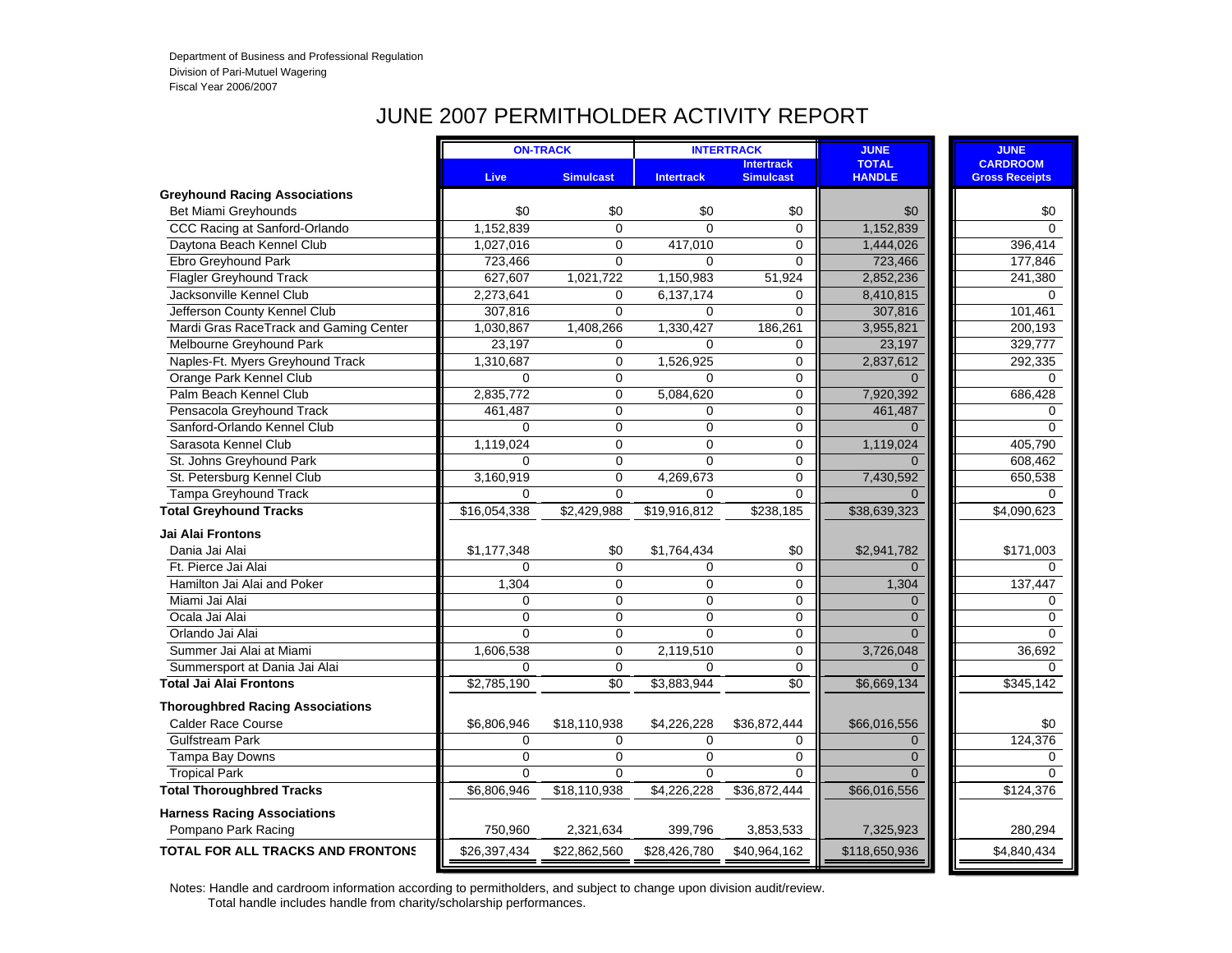Department of Business and Professional Regulation
Division of Pari-Mutuel Wagering
Fiscal Year 2006/2007

# JUNE 2007 PERMITHOLDER ACTIVITY REPORT

| | ON-TRACK | | INTERTRACK | | JUNE | JUNE |
|---|---|---|---|---|---|---|
| | Live | Simulcast | Intertrack | Intertrack Simulcast | TOTAL HANDLE | CARDROOM Gross Receipts |
| **Greyhound Racing Associations** | | | | | | |
| Bet Miami Greyhounds | $0 | $0 | $0 | $0 | $0 | $0 |
| CCC Racing at Sanford-Orlando | 1,152,839 | 0 | 0 | 0 | 1,152,839 | 0 |
| Daytona Beach Kennel Club | 1,027,016 | 0 | 417,010 | 0 | 1,444,026 | 396,414 |
| Ebro Greyhound Park | 723,466 | 0 | 0 | 0 | 723,466 | 177,846 |
| Flagler Greyhound Track | 627,607 | 1,021,722 | 1,150,983 | 51,924 | 2,852,236 | 241,380 |
| Jacksonville Kennel Club | 2,273,641 | 0 | 6,137,174 | 0 | 8,410,815 | 0 |
| Jefferson County Kennel Club | 307,816 | 0 | 0 | 0 | 307,816 | 101,461 |
| Mardi Gras RaceTrack and Gaming Center | 1,030,867 | 1,408,266 | 1,330,427 | 186,261 | 3,955,821 | 200,193 |
| Melbourne Greyhound Park | 23,197 | 0 | 0 | 0 | 23,197 | 329,777 |
| Naples-Ft. Myers Greyhound Track | 1,310,687 | 0 | 1,526,925 | 0 | 2,837,612 | 292,335 |
| Orange Park Kennel Club | 0 | 0 | 0 | 0 | 0 | 0 |
| Palm Beach Kennel Club | 2,835,772 | 0 | 5,084,620 | 0 | 7,920,392 | 686,428 |
| Pensacola Greyhound Track | 461,487 | 0 | 0 | 0 | 461,487 | 0 |
| Sanford-Orlando Kennel Club | 0 | 0 | 0 | 0 | 0 | 0 |
| Sarasota Kennel Club | 1,119,024 | 0 | 0 | 0 | 1,119,024 | 405,790 |
| St. Johns Greyhound Park | 0 | 0 | 0 | 0 | 0 | 608,462 |
| St. Petersburg Kennel Club | 3,160,919 | 0 | 4,269,673 | 0 | 7,430,592 | 650,538 |
| Tampa Greyhound Track | 0 | 0 | 0 | 0 | 0 | 0 |
| **Total Greyhound Tracks** | $16,054,338 | $2,429,988 | $19,916,812 | $238,185 | $38,639,323 | $4,090,623 |
| **Jai Alai Frontons** | | | | | | |
| Dania Jai Alai | $1,177,348 | $0 | $1,764,434 | $0 | $2,941,782 | $171,003 |
| Ft. Pierce Jai Alai | 0 | 0 | 0 | 0 | 0 | 0 |
| Hamilton Jai Alai and Poker | 1,304 | 0 | 0 | 0 | 1,304 | 137,447 |
| Miami Jai Alai | 0 | 0 | 0 | 0 | 0 | 0 |
| Ocala Jai Alai | 0 | 0 | 0 | 0 | 0 | 0 |
| Orlando Jai Alai | 0 | 0 | 0 | 0 | 0 | 0 |
| Summer Jai Alai at Miami | 1,606,538 | 0 | 2,119,510 | 0 | 3,726,048 | 36,692 |
| Summersport at Dania Jai Alai | 0 | 0 | 0 | 0 | 0 | 0 |
| **Total Jai Alai Frontons** | $2,785,190 | $0 | $3,883,944 | $0 | $6,669,134 | $345,142 |
| **Thoroughbred Racing Associations** | | | | | | |
| Calder Race Course | $6,806,946 | $18,110,938 | $4,226,228 | $36,872,444 | $66,016,556 | $0 |
| Gulfstream Park | 0 | 0 | 0 | 0 | 0 | 124,376 |
| Tampa Bay Downs | 0 | 0 | 0 | 0 | 0 | 0 |
| Tropical Park | 0 | 0 | 0 | 0 | 0 | 0 |
| **Total Thoroughbred Tracks** | $6,806,946 | $18,110,938 | $4,226,228 | $36,872,444 | $66,016,556 | $124,376 |
| **Harness Racing Associations** | | | | | | |
| Pompano Park Racing | 750,960 | 2,321,634 | 399,796 | 3,853,533 | 7,325,923 | 280,294 |
| **TOTAL FOR ALL TRACKS AND FRONTONS** | $26,397,434 | $22,862,560 | $28,426,780 | $40,964,162 | $118,650,936 | $4,840,434 |

Notes: Handle and cardroom information according to permitholders, and subject to change upon division audit/review.
Total handle includes handle from charity/scholarship performances.